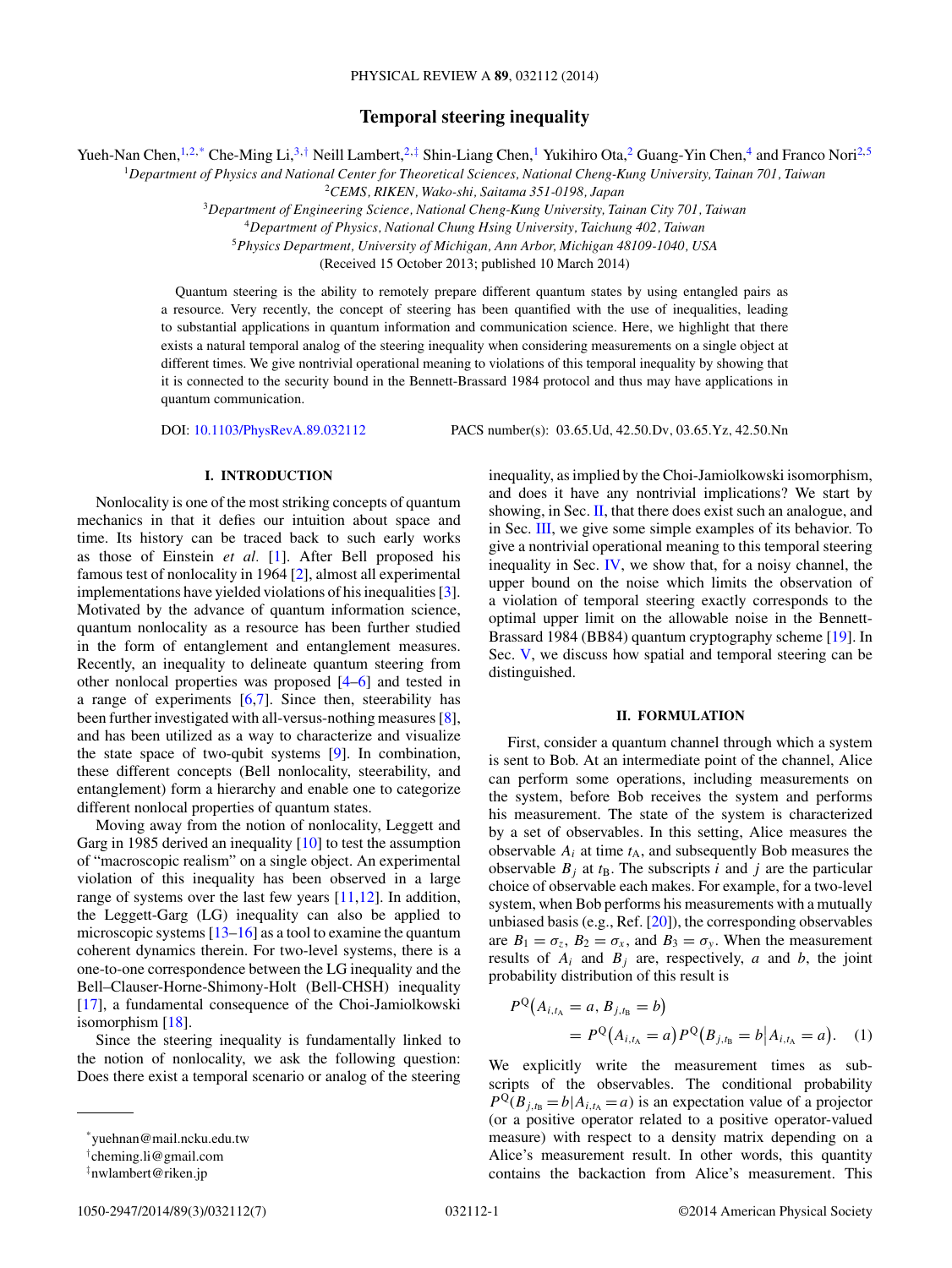# Temporal steering inequality

Yueh-Nan Chen,[1,2,*] Che-Ming Li,[3,†] Neill Lambert,[2,‡] Shin-Liang Chen,[1] Yukihiro Ota,[2] Guang-Yin Chen,[4] and Franco Nori[2,5]

[1]*Department of Physics and National Center for Theoretical Sciences, National Cheng-Kung University, Tainan 701, Taiwan*
[2]*CEMS, RIKEN, Wako-shi, Saitama 351-0198, Japan*
[3]*Department of Engineering Science, National Cheng-Kung University, Tainan City 701, Taiwan*
[4]*Department of Physics, National Chung Hsing University, Taichung 402, Taiwan*
[5]*Physics Department, University of Michigan, Ann Arbor, Michigan 48109-1040, USA*

(Received 15 October 2013; published 10 March 2014)

Quantum steering is the ability to remotely prepare different quantum states by using entangled pairs as a resource. Very recently, the concept of steering has been quantified with the use of inequalities, leading to substantial applications in quantum information and communication science. Here, we highlight that there exists a natural temporal analog of the steering inequality when considering measurements on a single object at different times. We give nontrivial operational meaning to violations of this temporal inequality by showing that it is connected to the security bound in the Bennett-Brassard 1984 protocol and thus may have applications in quantum communication.

DOI: 10.1103/PhysRevA.89.032112 PACS number(s): 03.65.Ud, 42.50.Dv, 03.65.Yz, 42.50.Nn

## I. INTRODUCTION

Nonlocality is one of the most striking concepts of quantum mechanics in that it defies our intuition about space and time. Its history can be traced back to such early works as those of Einstein *et al.* [1]. After Bell proposed his famous test of nonlocality in 1964 [2], almost all experimental implementations have yielded violations of his inequalities [3]. Motivated by the advance of quantum information science, quantum nonlocality as a resource has been further studied in the form of entanglement and entanglement measures. Recently, an inequality to delineate quantum steering from other nonlocal properties was proposed [4–6] and tested in a range of experiments [6,7]. Since then, steerability has been further investigated with all-versus-nothing measures [8], and has been utilized as a way to characterize and visualize the state space of two-qubit systems [9]. In combination, these different concepts (Bell nonlocality, steerability, and entanglement) form a hierarchy and enable one to categorize different nonlocal properties of quantum states.

Moving away from the notion of nonlocality, Leggett and Garg in 1985 derived an inequality [10] to test the assumption of "macroscopic realism" on a single object. An experimental violation of this inequality has been observed in a large range of systems over the last few years [11,12]. In addition, the Leggett-Garg (LG) inequality can also be applied to microscopic systems [13–16] as a tool to examine the quantum coherent dynamics therein. For two-level systems, there is a one-to-one correspondence between the LG inequality and the Bell–Clauser-Horne-Shimony-Holt (Bell-CHSH) inequality [17], a fundamental consequence of the Choi-Jamiolkowski isomorphism [18].

Since the steering inequality is fundamentally linked to the notion of nonlocality, we ask the following question: Does there exist a temporal scenario or analog of the steering inequality, as implied by the Choi-Jamiolkowski isomorphism, and does it have any nontrivial implications? We start by showing, in Sec. II, that there does exist such an analogue, and in Sec. III, we give some simple examples of its behavior. To give a nontrivial operational meaning to this temporal steering inequality in Sec. IV, we show that, for a noisy channel, the upper bound on the noise which limits the observation of a violation of temporal steering exactly corresponds to the optimal upper limit on the allowable noise in the Bennett-Brassard 1984 (BB84) quantum cryptography scheme [19]. In Sec. V, we discuss how spatial and temporal steering can be distinguished.

## II. FORMULATION

First, consider a quantum channel through which a system is sent to Bob. At an intermediate point of the channel, Alice can perform some operations, including measurements on the system, before Bob receives the system and performs his measurement. The state of the system is characterized by a set of observables. In this setting, Alice measures the observable $A_i$ at time $t_A$, and subsequently Bob measures the observable $B_j$ at $t_B$. The subscripts $i$ and $j$ are the particular choice of observable each makes. For example, for a two-level system, when Bob performs his measurements with a mutually unbiased basis (e.g., Ref. [20]), the corresponding observables are $B_1 = \sigma_z$, $B_2 = \sigma_x$, and $B_3 = \sigma_y$. When the measurement results of $A_i$ and $B_j$ are, respectively, $a$ and $b$, the joint probability distribution of this result is

$$P^{Q}(A_{i,t_A} = a, B_{j,t_B} = b) = P^{Q}(A_{i,t_A} = a)P^{Q}(B_{j,t_B} = b|A_{i,t_A} = a). \quad (1)$$

We explicitly write the measurement times as subscripts of the observables. The conditional probability $P^{Q}(B_{j,t_B} = b|A_{i,t_A} = a)$ is an expectation value of a projector (or a positive operator related to a positive operator-valued measure) with respect to a density matrix depending on a Alice's measurement result. In other words, this quantity contains the backaction from Alice's measurement. This

---

*yuehnan@mail.ncku.edu.tw
†cheming.li@gmail.com
‡nwlambert@riken.jp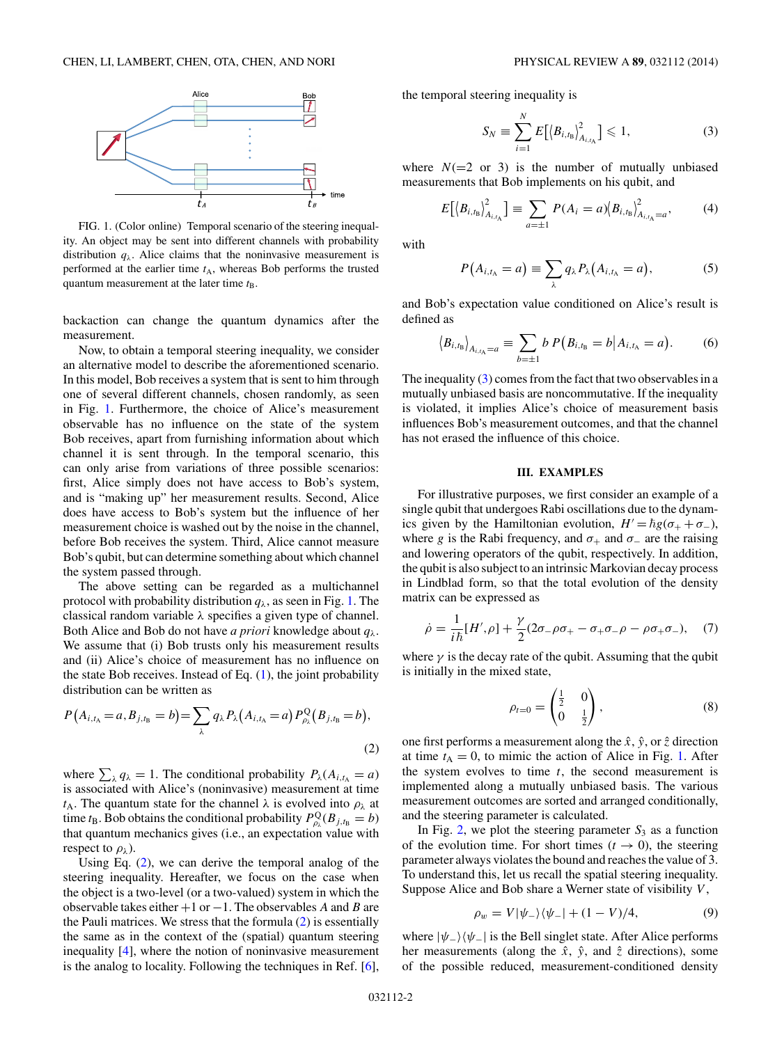FIG. 1. (Color online) Temporal scenario of the steering inequality. An object may be sent into different channels with probability distribution $q_\lambda$. Alice claims that the noninvasive measurement is performed at the earlier time $t_A$, whereas Bob performs the trusted quantum measurement at the later time $t_B$.

backaction can change the quantum dynamics after the measurement.

Now, to obtain a temporal steering inequality, we consider an alternative model to describe the aforementioned scenario. In this model, Bob receives a system that is sent to him through one of several different channels, chosen randomly, as seen in Fig. 1. Furthermore, the choice of Alice's measurement observable has no influence on the state of the system Bob receives, apart from furnishing information about which channel it is sent through. In the temporal scenario, this can only arise from variations of three possible scenarios: first, Alice simply does not have access to Bob's system, and is "making up" her measurement results. Second, Alice does have access to Bob's system but the influence of her measurement choice is washed out by the noise in the channel, before Bob receives the system. Third, Alice cannot measure Bob's qubit, but can determine something about which channel the system passed through.

The above setting can be regarded as a multichannel protocol with probability distribution $q_\lambda$, as seen in Fig. 1. The classical random variable $\lambda$ specifies a given type of channel. Both Alice and Bob do not have *a priori* knowledge about $q_\lambda$. We assume that (i) Bob trusts only his measurement results and (ii) Alice's choice of measurement has no influence on the state Bob receives. Instead of Eq. (1), the joint probability distribution can be written as

$$P\left(A_{i,t_A}=a, B_{j,t_B}=b\right)=\sum_{\lambda} q_\lambda P_\lambda\left(A_{i,t_A}=a\right) P^{Q}_{\rho_\lambda}\left(B_{j,t_B}=b\right), \tag{2}$$

where $\sum_\lambda q_\lambda = 1$. The conditional probability $P_\lambda(A_{i,t_A}=a)$ is associated with Alice's (noninvasive) measurement at time $t_A$. The quantum state for the channel $\lambda$ is evolved into $\rho_\lambda$ at time $t_B$. Bob obtains the conditional probability $P^{Q}_{\rho_\lambda}(B_{j,t_B}=b)$ that quantum mechanics gives (i.e., an expectation value with respect to $\rho_\lambda$).

Using Eq. (2), we can derive the temporal analog of the steering inequality. Hereafter, we focus on the case when the object is a two-level (or a two-valued) system in which the observable takes either $+1$ or $-1$. The observables $A$ and $B$ are the Pauli matrices. We stress that the formula (2) is essentially the same as in the context of the (spatial) quantum steering inequality [4], where the notion of noninvasive measurement is the analog to locality. Following the techniques in Ref. [6], the temporal steering inequality is

$$S_N \equiv \sum_{i=1}^{N} E\left[\langle B_{i,t_B}\rangle^2_{A_{i,t_A}}\right] \leqslant 1, \tag{3}$$

where $N(=2$ or $3)$ is the number of mutually unbiased measurements that Bob implements on his qubit, and

$$E\left[\langle B_{i,t_B}\rangle^2_{A_{i,t_A}}\right] \equiv \sum_{a=\pm 1} P(A_i=a)\langle B_{i,t_B}\rangle^2_{A_{i,t_A}=a}, \tag{4}$$

with

$$P\left(A_{i,t_A}=a\right) \equiv \sum_{\lambda} q_\lambda P_\lambda\left(A_{i,t_A}=a\right), \tag{5}$$

and Bob's expectation value conditioned on Alice's result is defined as

$$\langle B_{i,t_B}\rangle_{A_{i,t_A}=a} \equiv \sum_{b=\pm 1} b\, P\left(B_{i,t_B}=b \middle| A_{i,t_A}=a\right). \tag{6}$$

The inequality (3) comes from the fact that two observables in a mutually unbiased basis are noncommutative. If the inequality is violated, it implies Alice's choice of measurement basis influences Bob's measurement outcomes, and that the channel has not erased the influence of this choice.

## III. EXAMPLES

For illustrative purposes, we first consider an example of a single qubit that undergoes Rabi oscillations due to the dynamics given by the Hamiltonian evolution, $H' = \hbar g(\sigma_+ + \sigma_-)$, where $g$ is the Rabi frequency, and $\sigma_+$ and $\sigma_-$ are the raising and lowering operators of the qubit, respectively. In addition, the qubit is also subject to an intrinsic Markovian decay process in Lindblad form, so that the total evolution of the density matrix can be expressed as

$$\dot{\rho} = \frac{1}{i\hbar}[H',\rho] + \frac{\gamma}{2}(2\sigma_-\rho\sigma_+ - \sigma_+\sigma_-\rho - \rho\sigma_+\sigma_-), \tag{7}$$

where $\gamma$ is the decay rate of the qubit. Assuming that the qubit is initially in the mixed state,

$$\rho_{t=0} = \begin{pmatrix} \frac{1}{2} & 0 \\ 0 & \frac{1}{2} \end{pmatrix}, \tag{8}$$

one first performs a measurement along the $\hat{x}$, $\hat{y}$, or $\hat{z}$ direction at time $t_A = 0$, to mimic the action of Alice in Fig. 1. After the system evolves to time $t$, the second measurement is implemented along a mutually unbiased basis. The various measurement outcomes are sorted and arranged conditionally, and the steering parameter is calculated.

In Fig. 2, we plot the steering parameter $S_3$ as a function of the evolution time. For short times $(t \to 0)$, the steering parameter always violates the bound and reaches the value of 3. To understand this, let us recall the spatial steering inequality. Suppose Alice and Bob share a Werner state of visibility $V$,

$$\rho_w = V|\psi_-\rangle\langle\psi_-| + (1-V)/4, \tag{9}$$

where $|\psi_-\rangle\langle\psi_-|$ is the Bell singlet state. After Alice performs her measurements (along the $\hat{x}$, $\hat{y}$, and $\hat{z}$ directions), some of the possible reduced, measurement-conditioned density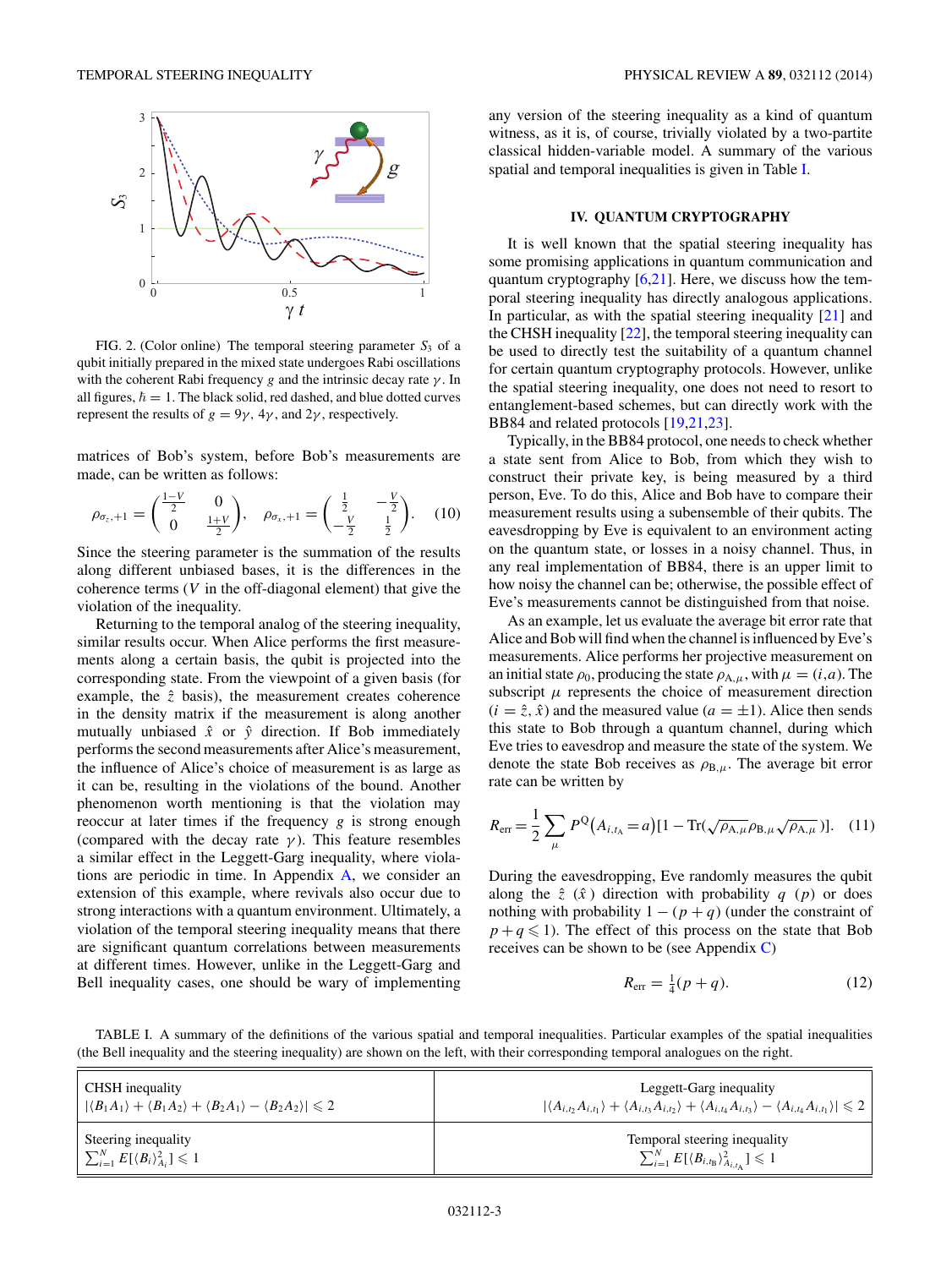FIG. 2. (Color online) The temporal steering parameter $S_3$ of a qubit initially prepared in the mixed state undergoes Rabi oscillations with the coherent Rabi frequency $g$ and the intrinsic decay rate $\gamma$. In all figures, $\hbar = 1$. The black solid, red dashed, and blue dotted curves represent the results of $g = 9\gamma$, $4\gamma$, and $2\gamma$, respectively.

matrices of Bob's system, before Bob's measurements are made, can be written as follows:

$$\rho_{\sigma_z,+1} = \begin{pmatrix} \frac{1-V}{2} & 0 \\ 0 & \frac{1+V}{2} \end{pmatrix}, \quad \rho_{\sigma_x,+1} = \begin{pmatrix} \frac{1}{2} & -\frac{V}{2} \\ -\frac{V}{2} & \frac{1}{2} \end{pmatrix}. \tag{10}$$

Since the steering parameter is the summation of the results along different unbiased bases, it is the differences in the coherence terms ($V$ in the off-diagonal element) that give the violation of the inequality.

Returning to the temporal analog of the steering inequality, similar results occur. When Alice performs the first measurements along a certain basis, the qubit is projected into the corresponding state. From the viewpoint of a given basis (for example, the $\hat{z}$ basis), the measurement creates coherence in the density matrix if the measurement is along another mutually unbiased $\hat{x}$ or $\hat{y}$ direction. If Bob immediately performs the second measurements after Alice's measurement, the influence of Alice's choice of measurement is as large as it can be, resulting in the violations of the bound. Another phenomenon worth mentioning is that the violation may reoccur at later times if the frequency $g$ is strong enough (compared with the decay rate $\gamma$). This feature resembles a similar effect in the Leggett-Garg inequality, where violations are periodic in time. In Appendix A, we consider an extension of this example, where revivals also occur due to strong interactions with a quantum environment. Ultimately, a violation of the temporal steering inequality means that there are significant quantum correlations between measurements at different times. However, unlike in the Leggett-Garg and Bell inequality cases, one should be wary of implementing any version of the steering inequality as a kind of quantum witness, as it is, of course, trivially violated by a two-partite classical hidden-variable model. A summary of the various spatial and temporal inequalities is given in Table I.

## IV. QUANTUM CRYPTOGRAPHY

It is well known that the spatial steering inequality has some promising applications in quantum communication and quantum cryptography [6,21]. Here, we discuss how the temporal steering inequality has directly analogous applications. In particular, as with the spatial steering inequality [21] and the CHSH inequality [22], the temporal steering inequality can be used to directly test the suitability of a quantum channel for certain quantum cryptography protocols. However, unlike the spatial steering inequality, one does not need to resort to entanglement-based schemes, but can directly work with the BB84 and related protocols [19,21,23].

Typically, in the BB84 protocol, one needs to check whether a state sent from Alice to Bob, from which they wish to construct their private key, is being measured by a third person, Eve. To do this, Alice and Bob have to compare their measurement results using a subensemble of their qubits. The eavesdropping by Eve is equivalent to an environment acting on the quantum state, or losses in a noisy channel. Thus, in any real implementation of BB84, there is an upper limit to how noisy the channel can be; otherwise, the possible effect of Eve's measurements cannot be distinguished from that noise.

As an example, let us evaluate the average bit error rate that Alice and Bob will find when the channel is influenced by Eve's measurements. Alice performs her projective measurement on an initial state $\rho_0$, producing the state $\rho_{A,\mu}$, with $\mu = (i,a)$. The subscript $\mu$ represents the choice of measurement direction ($i = \hat{z}, \hat{x}$) and the measured value ($a = \pm 1$). Alice then sends this state to Bob through a quantum channel, during which Eve tries to eavesdrop and measure the state of the system. We denote the state Bob receives as $\rho_{B,\mu}$. The average bit error rate can be written by

$$R_{\mathrm{err}} = \frac{1}{2} \sum_{\mu} P^{Q}\big(A_{i,t_A} = a\big)\big[1 - \mathrm{Tr}\big(\sqrt{\rho_{A,\mu}}\rho_{B,\mu}\sqrt{\rho_{A,\mu}}\big)\big]. \tag{11}$$

During the eavesdropping, Eve randomly measures the qubit along the $\hat{z}$ ($\hat{x}$) direction with probability $q$ ($p$) or does nothing with probability $1-(p+q)$ (under the constraint of $p+q \leqslant 1$). The effect of this process on the state that Bob receives can be shown to be (see Appendix C)

$$R_{\mathrm{err}} = \tfrac{1}{4}(p+q). \tag{12}$$

TABLE I. A summary of the definitions of the various spatial and temporal inequalities. Particular examples of the spatial inequalities (the Bell inequality and the steering inequality) are shown on the left, with their corresponding temporal analogues on the right.

| Spatial | Temporal |
|---|---|
| CHSH inequality $\lvert\langle B_1A_1\rangle + \langle B_1A_2\rangle + \langle B_2A_1\rangle - \langle B_2A_2\rangle\rvert \leqslant 2$ | Leggett-Garg inequality $\lvert\langle A_{i,t_2}A_{i,t_1}\rangle + \langle A_{i,t_3}A_{i,t_2}\rangle + \langle A_{i,t_4}A_{i,t_3}\rangle - \langle A_{i,t_4}A_{i,t_1}\rangle\rvert \leqslant 2$ |
| Steering inequality $\sum_{i=1}^{N} E[\langle B_i\rangle^2_{A_i}] \leqslant 1$ | Temporal steering inequality $\sum_{i=1}^{N} E[\langle B_{i,t_B}\rangle^2_{A_{i,t_A}}] \leqslant 1$ |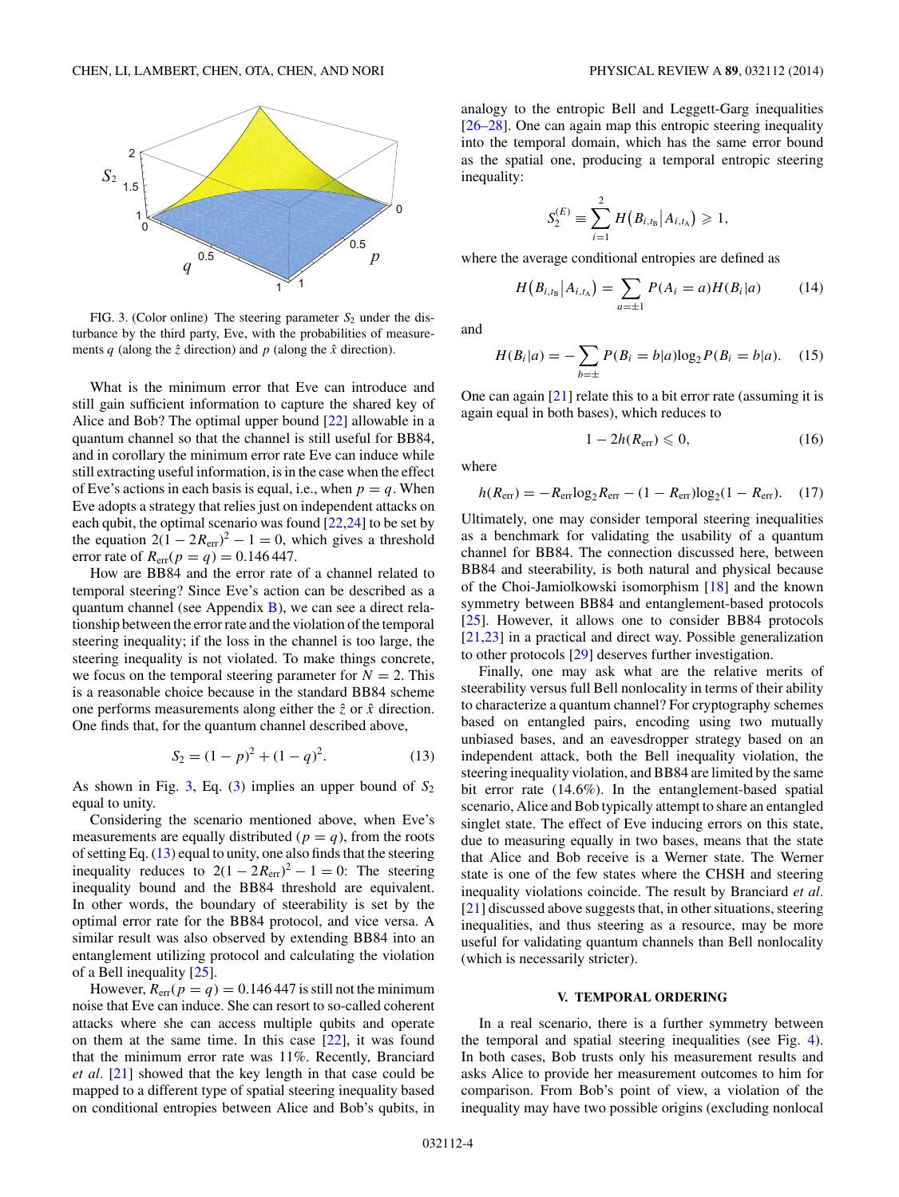FIG. 3. (Color online) The steering parameter $S_2$ under the disturbance by the third party, Eve, with the probabilities of measurements $q$ (along the $\hat{z}$ direction) and $p$ (along the $\hat{x}$ direction).

What is the minimum error that Eve can introduce and still gain sufficient information to capture the shared key of Alice and Bob? The optimal upper bound [22] allowable in a quantum channel so that the channel is still useful for BB84, and in corollary the minimum error rate Eve can induce while still extracting useful information, is in the case when the effect of Eve's actions in each basis is equal, i.e., when $p = q$. When Eve adopts a strategy that relies just on independent attacks on each qubit, the optimal scenario was found [22,24] to be set by the equation $2(1 - 2R_{\text{err}})^2 - 1 = 0$, which gives a threshold error rate of $R_{\text{err}}(p = q) = 0.146\,447$.

How are BB84 and the error rate of a channel related to temporal steering? Since Eve's action can be described as a quantum channel (see Appendix B), we can see a direct relationship between the error rate and the violation of the temporal steering inequality; if the loss in the channel is too large, the steering inequality is not violated. To make things concrete, we focus on the temporal steering parameter for $N = 2$. This is a reasonable choice because in the standard BB84 scheme one performs measurements along either the $\hat{z}$ or $\hat{x}$ direction. One finds that, for the quantum channel described above,

$$S_2 = (1 - p)^2 + (1 - q)^2. \tag{13}$$

As shown in Fig. 3, Eq. (3) implies an upper bound of $S_2$ equal to unity.

Considering the scenario mentioned above, when Eve's measurements are equally distributed ($p = q$), from the roots of setting Eq. (13) equal to unity, one also finds that the steering inequality reduces to $2(1 - 2R_{\text{err}})^2 - 1 = 0$: The steering inequality bound and the BB84 threshold are equivalent. In other words, the boundary of steerability is set by the optimal error rate for the BB84 protocol, and vice versa. A similar result was also observed by extending BB84 into an entanglement utilizing protocol and calculating the violation of a Bell inequality [25].

However, $R_{\text{err}}(p = q) = 0.146\,447$ is still not the minimum noise that Eve can induce. She can resort to so-called coherent attacks where she can access multiple qubits and operate on them at the same time. In this case [22], it was found that the minimum error rate was 11%. Recently, Branciard *et al.* [21] showed that the key length in that case could be mapped to a different type of spatial steering inequality based on conditional entropies between Alice and Bob's qubits, in analogy to the entropic Bell and Leggett-Garg inequalities [26–28]. One can again map this entropic steering inequality into the temporal domain, which has the same error bound as the spatial one, producing a temporal entropic steering inequality:

$$S_2^{(E)} \equiv \sum_{i=1}^{2} H\left(B_{i,t_B} \middle| A_{i,t_A}\right) \geqslant 1,$$

where the average conditional entropies are defined as

$$H\left(B_{i,t_B} \middle| A_{i,t_A}\right) = \sum_{a=\pm 1} P(A_i = a) H(B_i|a) \tag{14}$$

and

$$H(B_i|a) = -\sum_{b=\pm} P(B_i = b|a) \log_2 P(B_i = b|a). \tag{15}$$

One can again [21] relate this to a bit error rate (assuming it is again equal in both bases), which reduces to

$$1 - 2h(R_{\text{err}}) \leqslant 0, \tag{16}$$

where

$$h(R_{\text{err}}) = -R_{\text{err}} \log_2 R_{\text{err}} - (1 - R_{\text{err}}) \log_2 (1 - R_{\text{err}}). \tag{17}$$

Ultimately, one may consider temporal steering inequalities as a benchmark for validating the usability of a quantum channel for BB84. The connection discussed here, between BB84 and steerability, is both natural and physical because of the Choi-Jamiolkowski isomorphism [18] and the known symmetry between BB84 and entanglement-based protocols [25]. However, it allows one to consider BB84 protocols [21,23] in a practical and direct way. Possible generalization to other protocols [29] deserves further investigation.

Finally, one may ask what are the relative merits of steerability versus full Bell nonlocality in terms of their ability to characterize a quantum channel? For cryptography schemes based on entangled pairs, encoding using two mutually unbiased bases, and an eavesdropper strategy based on an independent attack, both the Bell inequality violation, the steering inequality violation, and BB84 are limited by the same bit error rate (14.6%). In the entanglement-based spatial scenario, Alice and Bob typically attempt to share an entangled singlet state. The effect of Eve inducing errors on this state, due to measuring equally in two bases, means that the state that Alice and Bob receive is a Werner state. The Werner state is one of the few states where the CHSH and steering inequality violations coincide. The result by Branciard *et al.* [21] discussed above suggests that, in other situations, steering inequalities, and thus steering as a resource, may be more useful for validating quantum channels than Bell nonlocality (which is necessarily stricter).

## V. TEMPORAL ORDERING

In a real scenario, there is a further symmetry between the temporal and spatial steering inequalities (see Fig. 4). In both cases, Bob trusts only his measurement results and asks Alice to provide her measurement outcomes to him for comparison. From Bob's point of view, a violation of the inequality may have two possible origins (excluding nonlocal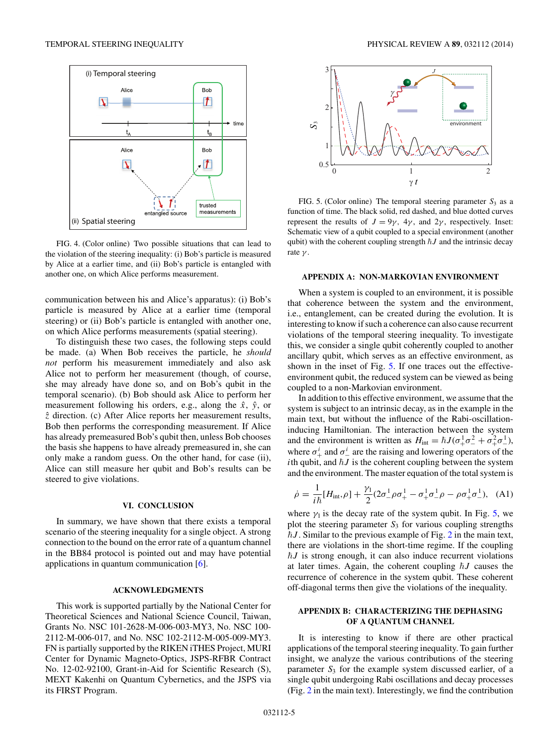FIG. 4. (Color online) Two possible situations that can lead to the violation of the steering inequality: (i) Bob's particle is measured by Alice at a earlier time, and (ii) Bob's particle is entangled with another one, on which Alice performs measurement.

communication between his and Alice's apparatus): (i) Bob's particle is measured by Alice at a earlier time (temporal steering) or (ii) Bob's particle is entangled with another one, on which Alice performs measurements (spatial steering).

To distinguish these two cases, the following steps could be made. (a) When Bob receives the particle, he *should not* perform his measurement immediately and also ask Alice not to perform her measurement (though, of course, she may already have done so, and on Bob's qubit in the temporal scenario). (b) Bob should ask Alice to perform her measurement following his orders, e.g., along the $\hat{x}$, $\hat{y}$, or $\hat{z}$ direction. (c) After Alice reports her measurement results, Bob then performs the corresponding measurement. If Alice has already premeasured Bob's qubit then, unless Bob chooses the basis she happens to have already premeasured in, she can only make a random guess. On the other hand, for case (ii), Alice can still measure her qubit and Bob's results can be steered to give violations.

## VI. CONCLUSION

In summary, we have shown that there exists a temporal scenario of the steering inequality for a single object. A strong connection to the bound on the error rate of a quantum channel in the BB84 protocol is pointed out and may have potential applications in quantum communication [6].

## ACKNOWLEDGMENTS

This work is supported partially by the National Center for Theoretical Sciences and National Science Council, Taiwan, Grants No. NSC 101-2628-M-006-003-MY3, No. NSC 100-2112-M-006-017, and No. NSC 102-2112-M-005-009-MY3. FN is partially supported by the RIKEN iTHES Project, MURI Center for Dynamic Magneto-Optics, JSPS-RFBR Contract No. 12-02-92100, Grant-in-Aid for Scientific Research (S), MEXT Kakenhi on Quantum Cybernetics, and the JSPS via its FIRST Program.

FIG. 5. (Color online) The temporal steering parameter $S_3$ as a function of time. The black solid, red dashed, and blue dotted curves represent the results of $J = 9\gamma$, $4\gamma$, and $2\gamma$, respectively. Inset: Schematic view of a qubit coupled to a special environment (another qubit) with the coherent coupling strength $\hbar J$ and the intrinsic decay rate $\gamma$.

## APPENDIX A: NON-MARKOVIAN ENVIRONMENT

When a system is coupled to an environment, it is possible that coherence between the system and the environment, i.e., entanglement, can be created during the evolution. It is interesting to know if such a coherence can also cause recurrent violations of the temporal steering inequality. To investigate this, we consider a single qubit coherently coupled to another ancillary qubit, which serves as an effective environment, as shown in the inset of Fig. 5. If one traces out the effective-environment qubit, the reduced system can be viewed as being coupled to a non-Markovian environment.

In addition to this effective environment, we assume that the system is subject to an intrinsic decay, as in the example in the main text, but without the influence of the Rabi-oscillation-inducing Hamiltonian. The interaction between the system and the environment is written as $H_{\text{int}} = \hbar J(\sigma_+^1\sigma_-^2 + \sigma_+^2\sigma_-^1)$, where $\sigma_+^i$ and $\sigma_-^i$ are the raising and lowering operators of the $i$th qubit, and $\hbar J$ is the coherent coupling between the system and the environment. The master equation of the total system is

$$\dot{\rho} = \frac{1}{i\hbar}[H_{\text{int}},\rho] + \frac{\gamma_1}{2}(2\sigma_-^1\rho\sigma_+^1 - \sigma_+^1\sigma_-^1\rho - \rho\sigma_+^1\sigma_-^1), \quad \text{(A1)}$$

where $\gamma_1$ is the decay rate of the system qubit. In Fig. 5, we plot the steering parameter $S_3$ for various coupling strengths $\hbar J$. Similar to the previous example of Fig. 2 in the main text, there are violations in the short-time regime. If the coupling $\hbar J$ is strong enough, it can also induce recurrent violations at later times. Again, the coherent coupling $\hbar J$ causes the recurrence of coherence in the system qubit. These coherent off-diagonal terms then give the violations of the inequality.

## APPENDIX B: CHARACTERIZING THE DEPHASING OF A QUANTUM CHANNEL

It is interesting to know if there are other practical applications of the temporal steering inequality. To gain further insight, we analyze the various contributions of the steering parameter $S_3$ for the example system discussed earlier, of a single qubit undergoing Rabi oscillations and decay processes (Fig. 2 in the main text). Interestingly, we find the contribution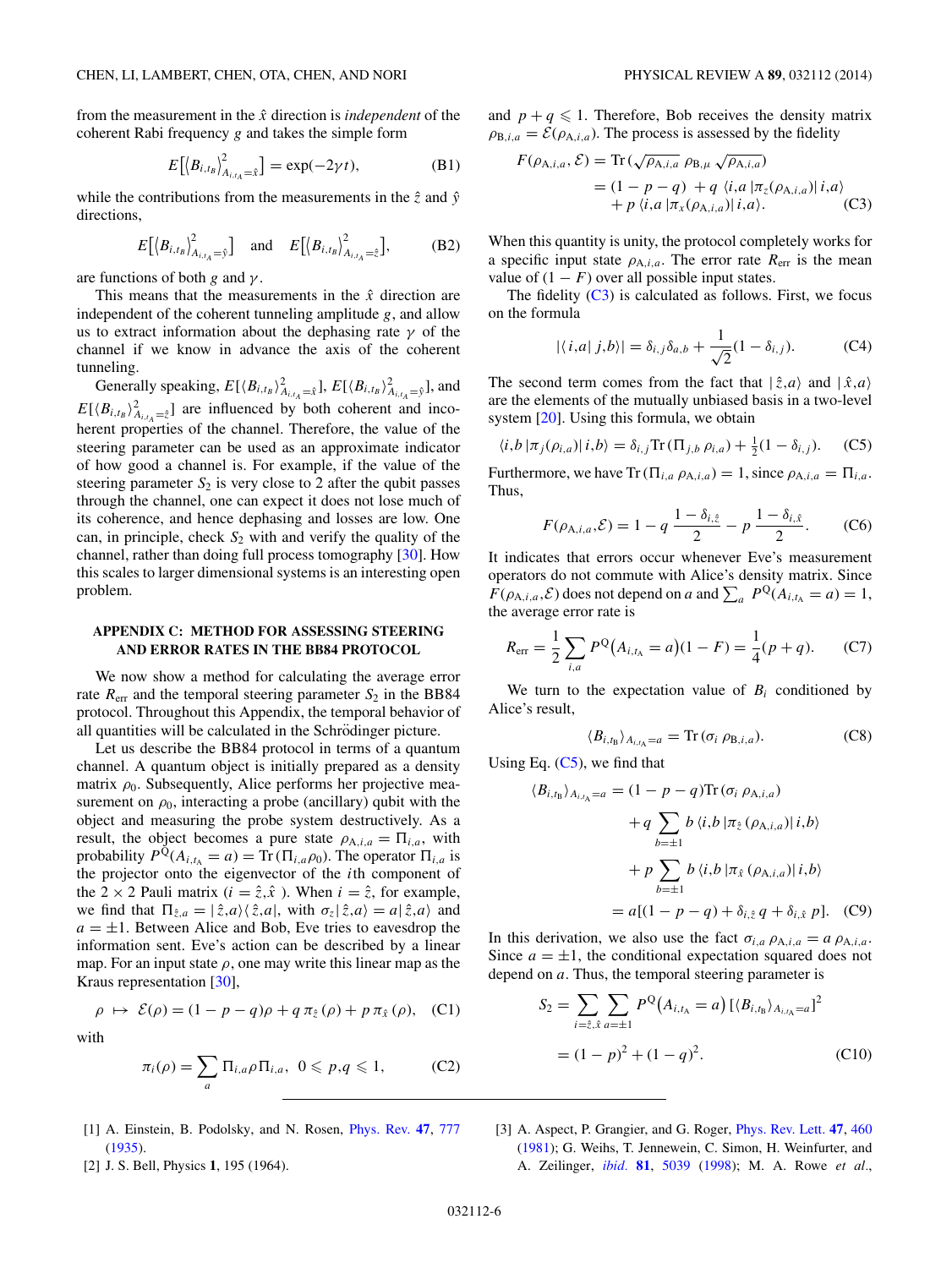from the measurement in the $\hat{x}$ direction is *independent* of the coherent Rabi frequency $g$ and takes the simple form

$$E\left[\langle B_{i,t_B}\rangle^2_{A_{i,t_A}=\hat{x}}\right] = \exp(-2\gamma t), \tag{B1}$$

while the contributions from the measurements in the $\hat{z}$ and $\hat{y}$ directions,

$$E\left[\langle B_{i,t_B}\rangle^2_{A_{i,t_A}=\hat{y}}\right] \quad \text{and} \quad E\left[\langle B_{i,t_B}\rangle^2_{A_{i,t_A}=\hat{z}}\right], \tag{B2}$$

are functions of both $g$ and $\gamma$.

This means that the measurements in the $\hat{x}$ direction are independent of the coherent tunneling amplitude $g$, and allow us to extract information about the dephasing rate $\gamma$ of the channel if we know in advance the axis of the coherent tunneling.

Generally speaking, $E[\langle B_{i,t_B}\rangle^2_{A_{i,t_A}=\hat{x}}]$, $E[\langle B_{i,t_B}\rangle^2_{A_{i,t_A}=\hat{y}}]$, and $E[\langle B_{i,t_B}\rangle^2_{A_{i,t_A}=\hat{z}}]$ are influenced by both coherent and incoherent properties of the channel. Therefore, the value of the steering parameter can be used as an approximate indicator of how good a channel is. For example, if the value of the steering parameter $S_2$ is very close to 2 after the qubit passes through the channel, one can expect it does not lose much of its coherence, and hence dephasing and losses are low. One can, in principle, check $S_2$ with and verify the quality of the channel, rather than doing full process tomography [30]. How this scales to larger dimensional systems is an interesting open problem.

## APPENDIX C: METHOD FOR ASSESSING STEERING AND ERROR RATES IN THE BB84 PROTOCOL

We now show a method for calculating the average error rate $R_{\mathrm{err}}$ and the temporal steering parameter $S_2$ in the BB84 protocol. Throughout this Appendix, the temporal behavior of all quantities will be calculated in the Schrödinger picture.

Let us describe the BB84 protocol in terms of a quantum channel. A quantum object is initially prepared as a density matrix $\rho_0$. Subsequently, Alice performs her projective measurement on $\rho_0$, interacting a probe (ancillary) qubit with the object and measuring the probe system destructively. As a result, the object becomes a pure state $\rho_{\mathrm{A},i,a} = \Pi_{i,a}$, with probability $P^{\mathrm{Q}}(A_{i,t_\mathrm{A}} = a) = \mathrm{Tr}\,(\Pi_{i,a}\rho_0)$. The operator $\Pi_{i,a}$ is the projector onto the eigenvector of the $i$th component of the $2\times 2$ Pauli matrix ($i = \hat{z},\hat{x}$ ). When $i = \hat{z}$, for example, we find that $\Pi_{\hat{z},a} = |\,\hat{z},a\rangle\langle\,\hat{z},a|$, with $\sigma_z|\,\hat{z},a\rangle = a|\,\hat{z},a\rangle$ and $a = \pm 1$. Between Alice and Bob, Eve tries to eavesdrop the information sent. Eve's action can be described by a linear map. For an input state $\rho$, one may write this linear map as the Kraus representation [30],

$$\rho \;\mapsto\; \mathcal{E}(\rho) = (1-p-q)\rho + q\,\pi_{\hat{z}}(\rho) + p\,\pi_{\hat{x}}(\rho), \tag{C1}$$

with

$$\pi_i(\rho) = \sum_a \Pi_{i,a}\rho\Pi_{i,a}, \quad 0 \leqslant p,q \leqslant 1, \tag{C2}$$

and $p+q \leqslant 1$. Therefore, Bob receives the density matrix $\rho_{\mathrm{B},i,a} = \mathcal{E}(\rho_{\mathrm{A},i,a})$. The process is assessed by the fidelity

$$\begin{aligned} F(\rho_{\mathrm{A},i,a},\mathcal{E}) &= \mathrm{Tr}\,(\sqrt{\rho_{\mathrm{A},i,a}}\;\rho_{\mathrm{B},\mu}\;\sqrt{\rho_{\mathrm{A},i,a}}) \\ &= (1-p-q)\;+q\;\langle i,a\,|\pi_z(\rho_{\mathrm{A},i,a})|\,i,a\rangle \\ &\quad + p\;\langle i,a\,|\pi_x(\rho_{\mathrm{A},i,a})|\,i,a\rangle. \end{aligned} \tag{C3}$$

When this quantity is unity, the protocol completely works for a specific input state $\rho_{\mathrm{A},i,a}$. The error rate $R_{\mathrm{err}}$ is the mean value of $(1-F)$ over all possible input states.

The fidelity (C3) is calculated as follows. First, we focus on the formula

$$|\langle\,i,a|\,j,b\rangle| = \delta_{i,j}\delta_{a,b} + \frac{1}{\sqrt{2}}(1-\delta_{i,j}). \tag{C4}$$

The second term comes from the fact that $|\,\hat{z},a\rangle$ and $|\,\hat{x},a\rangle$ are the elements of the mutually unbiased basis in a two-level system [20]. Using this formula, we obtain

$$\langle i,b\,|\pi_j(\rho_{i,a})|\,i,b\rangle = \delta_{i,j}\mathrm{Tr}\,(\Pi_{j,b}\,\rho_{i,a}) + \tfrac{1}{2}(1-\delta_{i,j}). \tag{C5}$$

Furthermore, we have $\mathrm{Tr}\,(\Pi_{i,a}\,\rho_{\mathrm{A},i,a}) = 1$, since $\rho_{\mathrm{A},i,a} = \Pi_{i,a}$. Thus,

$$F(\rho_{\mathrm{A},i,a},\mathcal{E}) = 1 - q\,\frac{1-\delta_{i,\hat{z}}}{2} - p\,\frac{1-\delta_{i,\hat{x}}}{2}. \tag{C6}$$

It indicates that errors occur whenever Eve's measurement operators do not commute with Alice's density matrix. Since $F(\rho_{\mathrm{A},i,a},\mathcal{E})$ does not depend on $a$ and $\sum_a P^{\mathrm{Q}}(A_{i,t_\mathrm{A}} = a) = 1$, the average error rate is

$$R_{\mathrm{err}} = \frac{1}{2}\sum_{i,a} P^{\mathrm{Q}}\big(A_{i,t_\mathrm{A}} = a\big)(1-F) = \frac{1}{4}(p+q). \tag{C7}$$

We turn to the expectation value of $B_i$ conditioned by Alice's result,

$$\langle B_{i,t_\mathrm{B}}\rangle_{A_{i,t_\mathrm{A}}=a} = \mathrm{Tr}\,(\sigma_i\,\rho_{\mathrm{B},i,a}). \tag{C8}$$

Using Eq. (C5), we find that

$$\begin{aligned} \langle B_{i,t_\mathrm{B}}\rangle_{A_{i,t_\mathrm{A}}=a} &= (1-p-q)\mathrm{Tr}\,(\sigma_i\;\rho_{\mathrm{A},i,a}) \\ &\quad + q\sum_{b=\pm 1} b\,\langle i,b\,|\pi_{\hat{z}}\,(\rho_{\mathrm{A},i,a})|\,i,b\rangle \\ &\quad + p\sum_{b=\pm 1} b\,\langle i,b\,|\pi_{\hat{x}}\,(\rho_{\mathrm{A},i,a})|\,i,b\rangle \\ &= a[(1-p-q) + \delta_{i,\hat{z}}\,q + \delta_{i,\hat{x}}\,p]. \end{aligned} \tag{C9}$$

In this derivation, we also use the fact $\sigma_{i,a}\,\rho_{\mathrm{A},i,a} = a\,\rho_{\mathrm{A},i,a}$. Since $a = \pm 1$, the conditional expectation squared does not depend on $a$. Thus, the temporal steering parameter is

$$\begin{aligned} S_2 &= \sum_{i=\hat{z},\hat{x}}\sum_{a=\pm 1} P^{\mathrm{Q}}\big(A_{i,t_\mathrm{A}} = a\big)\,[\langle B_{i,t_\mathrm{B}}\rangle_{A_{i,t_\mathrm{A}}=a}]^2 \\ &= (1-p)^2 + (1-q)^2. \end{aligned} \tag{C10}$$

---

[1] A. Einstein, B. Podolsky, and N. Rosen, Phys. Rev. **47**, 777 (1935).

[2] J. S. Bell, Physics **1**, 195 (1964).

[3] A. Aspect, P. Grangier, and G. Roger, Phys. Rev. Lett. **47**, 460 (1981); G. Weihs, T. Jennewein, C. Simon, H. Weinfurter, and A. Zeilinger, *ibid.* **81**, 5039 (1998); M. A. Rowe *et al.*,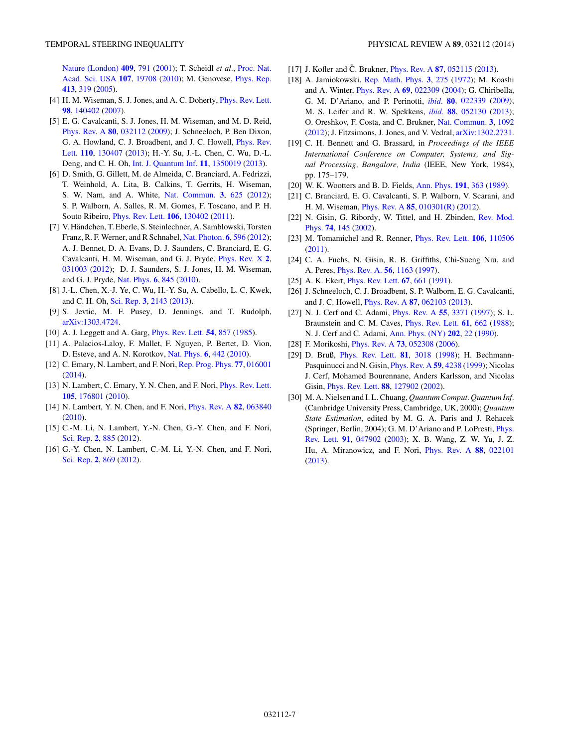Nature (London) **409**, 791 (2001); T. Scheidl *et al.*, Proc. Nat. Acad. Sci. USA **107**, 19708 (2010); M. Genovese, Phys. Rep. **413**, 319 (2005).

[4] H. M. Wiseman, S. J. Jones, and A. C. Doherty, Phys. Rev. Lett. **98**, 140402 (2007).

[5] E. G. Cavalcanti, S. J. Jones, H. M. Wiseman, and M. D. Reid, Phys. Rev. A **80**, 032112 (2009); J. Schneeloch, P. Ben Dixon, G. A. Howland, C. J. Broadbent, and J. C. Howell, Phys. Rev. Lett. **110**, 130407 (2013); H.-Y. Su, J.-L. Chen, C. Wu, D.-L. Deng, and C. H. Oh, Int. J. Quantum Inf. **11**, 1350019 (2013).

[6] D. Smith, G. Gillett, M. de Almeida, C. Branciard, A. Fedrizzi, T. Weinhold, A. Lita, B. Calkins, T. Gerrits, H. Wiseman, S. W. Nam, and A. White, Nat. Commun. **3**, 625 (2012); S. P. Walborn, A. Salles, R. M. Gomes, F. Toscano, and P. H. Souto Ribeiro, Phys. Rev. Lett. **106**, 130402 (2011).

[7] V. Händchen, T. Eberle, S. Steinlechner, A. Samblowski, Torsten Franz, R. F. Werner, and R Schnabel, Nat. Photon. **6**, 596 (2012); A. J. Bennet, D. A. Evans, D. J. Saunders, C. Branciard, E. G. Cavalcanti, H. M. Wiseman, and G. J. Pryde, Phys. Rev. X **2**, 031003 (2012); D. J. Saunders, S. J. Jones, H. M. Wiseman, and G. J. Pryde, Nat. Phys. **6**, 845 (2010).

[8] J.-L. Chen, X.-J. Ye, C. Wu, H.-Y. Su, A. Cabello, L. C. Kwek, and C. H. Oh, Sci. Rep. **3**, 2143 (2013).

[9] S. Jevtic, M. F. Pusey, D. Jennings, and T. Rudolph, arXiv:1303.4724.

[10] A. J. Leggett and A. Garg, Phys. Rev. Lett. **54**, 857 (1985).

[11] A. Palacios-Laloy, F. Mallet, F. Nguyen, P. Bertet, D. Vion, D. Esteve, and A. N. Korotkov, Nat. Phys. **6**, 442 (2010).

[12] C. Emary, N. Lambert, and F. Nori, Rep. Prog. Phys. **77**, 016001 (2014).

[13] N. Lambert, C. Emary, Y. N. Chen, and F. Nori, Phys. Rev. Lett. **105**, 176801 (2010).

[14] N. Lambert, Y. N. Chen, and F. Nori, Phys. Rev. A **82**, 063840 (2010).

[15] C.-M. Li, N. Lambert, Y.-N. Chen, G.-Y. Chen, and F. Nori, Sci. Rep. **2**, 885 (2012).

[16] G.-Y. Chen, N. Lambert, C.-M. Li, Y.-N. Chen, and F. Nori, Sci. Rep. **2**, 869 (2012).

[17] J. Kofler and Č. Brukner, Phys. Rev. A **87**, 052115 (2013).

[18] A. Jamiokowski, Rep. Math. Phys. **3**, 275 (1972); M. Koashi and A. Winter, Phys. Rev. A **69**, 022309 (2004); G. Chiribella, G. M. D'Ariano, and P. Perinotti, *ibid.* **80**, 022339 (2009); M. S. Leifer and R. W. Spekkens, *ibid.* **88**, 052130 (2013); O. Oreshkov, F. Costa, and C. Brukner, Nat. Commun. **3**, 1092 (2012); J. Fitzsimons, J. Jones, and V. Vedral, arXiv:1302.2731.

[19] C. H. Bennett and G. Brassard, in *Proceedings of the IEEE International Conference on Computer, Systems, and Signal Processing, Bangalore, India* (IEEE, New York, 1984), pp. 175–179.

[20] W. K. Wootters and B. D. Fields, Ann. Phys. **191**, 363 (1989).

[21] C. Branciard, E. G. Cavalcanti, S. P. Walborn, V. Scarani, and H. M. Wiseman, Phys. Rev. A **85**, 010301(R) (2012).

[22] N. Gisin, G. Ribordy, W. Tittel, and H. Zbinden, Rev. Mod. Phys. **74**, 145 (2002).

[23] M. Tomamichel and R. Renner, Phys. Rev. Lett. **106**, 110506 (2011).

[24] C. A. Fuchs, N. Gisin, R. B. Griffiths, Chi-Sueng Niu, and A. Peres, Phys. Rev. A. **56**, 1163 (1997).

[25] A. K. Ekert, Phys. Rev. Lett. **67**, 661 (1991).

[26] J. Schneeloch, C. J. Broadbent, S. P. Walborn, E. G. Cavalcanti, and J. C. Howell, Phys. Rev. A **87**, 062103 (2013).

[27] N. J. Cerf and C. Adami, Phys. Rev. A **55**, 3371 (1997); S. L. Braunstein and C. M. Caves, Phys. Rev. Lett. **61**, 662 (1988); N. J. Cerf and C. Adami, Ann. Phys. (NY) **202**, 22 (1990).

[28] F. Morikoshi, Phys. Rev. A **73**, 052308 (2006).

[29] D. Bruß, Phys. Rev. Lett. **81**, 3018 (1998); H. Bechmann-Pasquinucci and N. Gisin, Phys. Rev. A **59**, 4238 (1999); Nicolas J. Cerf, Mohamed Bourennane, Anders Karlsson, and Nicolas Gisin, Phys. Rev. Lett. **88**, 127902 (2002).

[30] M. A. Nielsen and I. L. Chuang, *Quantum Comput. Quantum Inf.* (Cambridge University Press, Cambridge, UK, 2000); *Quantum State Estimation*, edited by M. G. A. Paris and J. Rehacek (Springer, Berlin, 2004); G. M. D'Ariano and P. LoPresti, Phys. Rev. Lett. **91**, 047902 (2003); X. B. Wang, Z. W. Yu, J. Z. Hu, A. Miranowicz, and F. Nori, Phys. Rev. A **88**, 022101 (2013).